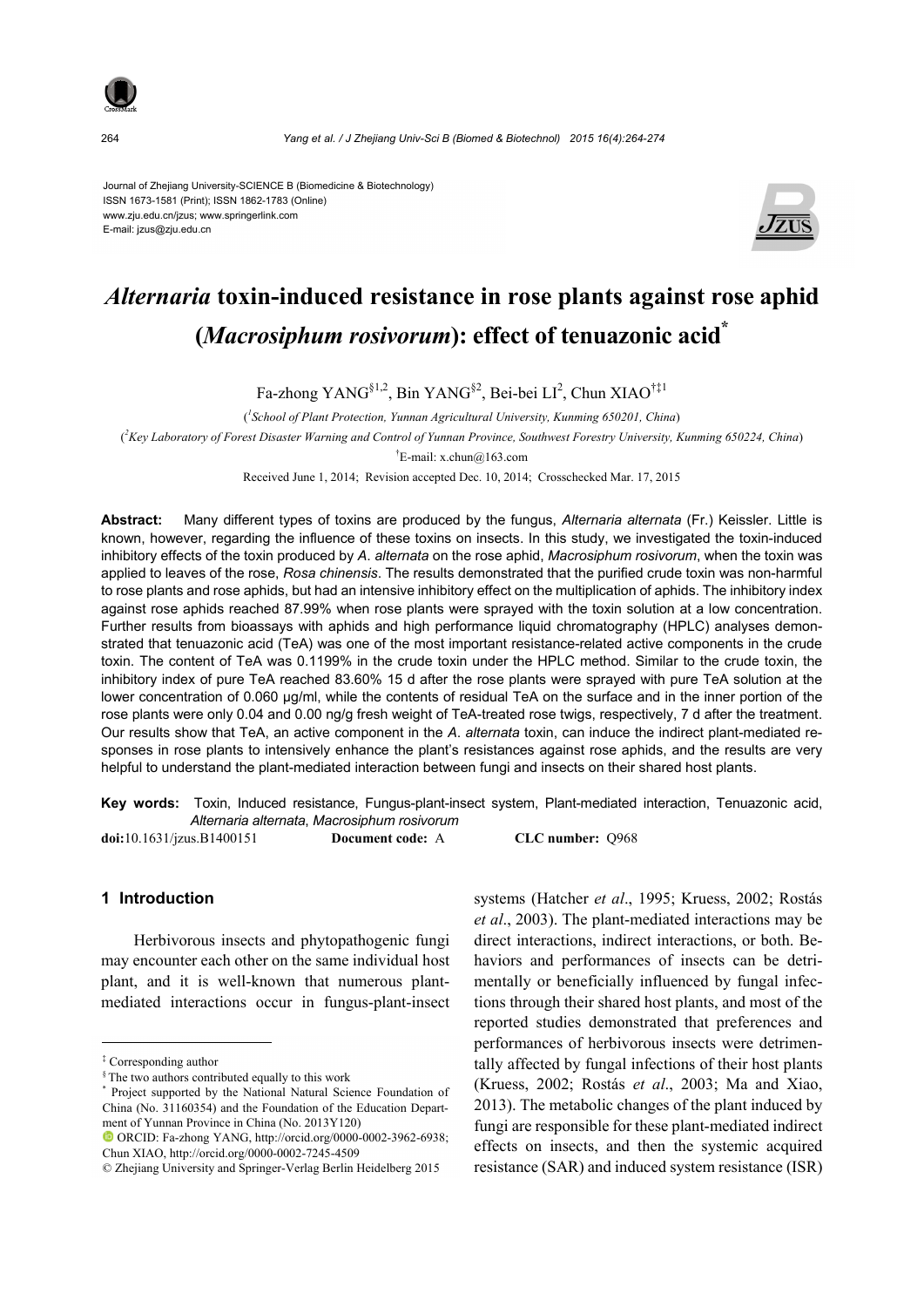Journal of Zhejiang University-SCIENCE B (Biomedicine & Biotechnology)
ISSN 1673-1581 (Print); ISSN 1862-1783 (Online)
www.zju.edu.cn/jzus; www.springerlink.com
E-mail: jzus@zju.edu.cn

# *Alternaria* toxin-induced resistance in rose plants against rose aphid (*Macrosiphum rosivorum*): effect of tenuazonic acid*

Fa-zhong YANG[§1,2], Bin YANG[§2], Bei-bei LI[2], Chun XIAO[†‡1]

([1]*School of Plant Protection, Yunnan Agricultural University, Kunming 650201, China*)

([2]*Key Laboratory of Forest Disaster Warning and Control of Yunnan Province, Southwest Forestry University, Kunming 650224, China*)

[†]E-mail: x.chun@163.com

Received June 1, 2014; Revision accepted Dec. 10, 2014; Crosschecked Mar. 17, 2015

**Abstract:** Many different types of toxins are produced by the fungus, *Alternaria alternata* (Fr.) Keissler. Little is known, however, regarding the influence of these toxins on insects. In this study, we investigated the toxin-induced inhibitory effects of the toxin produced by *A. alternata* on the rose aphid, *Macrosiphum rosivorum*, when the toxin was applied to leaves of the rose, *Rosa chinensis*. The results demonstrated that the purified crude toxin was non-harmful to rose plants and rose aphids, but had an intensive inhibitory effect on the multiplication of aphids. The inhibitory index against rose aphids reached 87.99% when rose plants were sprayed with the toxin solution at a low concentration. Further results from bioassays with aphids and high performance liquid chromatography (HPLC) analyses demonstrated that tenuazonic acid (TeA) was one of the most important resistance-related active components in the crude toxin. The content of TeA was 0.1199% in the crude toxin under the HPLC method. Similar to the crude toxin, the inhibitory index of pure TeA reached 83.60% 15 d after the rose plants were sprayed with pure TeA solution at the lower concentration of 0.060 μg/ml, while the contents of residual TeA on the surface and in the inner portion of the rose plants were only 0.04 and 0.00 ng/g fresh weight of TeA-treated rose twigs, respectively, 7 d after the treatment. Our results show that TeA, an active component in the *A. alternata* toxin, can induce the indirect plant-mediated responses in rose plants to intensively enhance the plant's resistances against rose aphids, and the results are very helpful to understand the plant-mediated interaction between fungi and insects on their shared host plants.

**Key words:** Toxin, Induced resistance, Fungus-plant-insect system, Plant-mediated interaction, Tenuazonic acid, *Alternaria alternata*, *Macrosiphum rosivorum*

**doi:**10.1631/jzus.B1400151 **Document code:** A **CLC number:** Q968

## 1 Introduction

Herbivorous insects and phytopathogenic fungi may encounter each other on the same individual host plant, and it is well-known that numerous plant-mediated interactions occur in fungus-plant-insect systems (Hatcher *et al*., 1995; Kruess, 2002; Rostás *et al*., 2003). The plant-mediated interactions may be direct interactions, indirect interactions, or both. Behaviors and performances of insects can be detrimentally or beneficially influenced by fungal infections through their shared host plants, and most of the reported studies demonstrated that preferences and performances of herbivorous insects were detrimentally affected by fungal infections of their host plants (Kruess, 2002; Rostás *et al*., 2003; Ma and Xiao, 2013). The metabolic changes of the plant induced by fungi are responsible for these plant-mediated indirect effects on insects, and then the systemic acquired resistance (SAR) and induced system resistance (ISR)

---

‡ Corresponding author

§ The two authors contributed equally to this work

\* Project supported by the National Natural Science Foundation of China (No. 31160354) and the Foundation of the Education Department of Yunnan Province in China (No. 2013Y120)

ORCID: Fa-zhong YANG, http://orcid.org/0000-0002-3962-6938; Chun XIAO, http://orcid.org/0000-0002-7245-4509

© Zhejiang University and Springer-Verlag Berlin Heidelberg 2015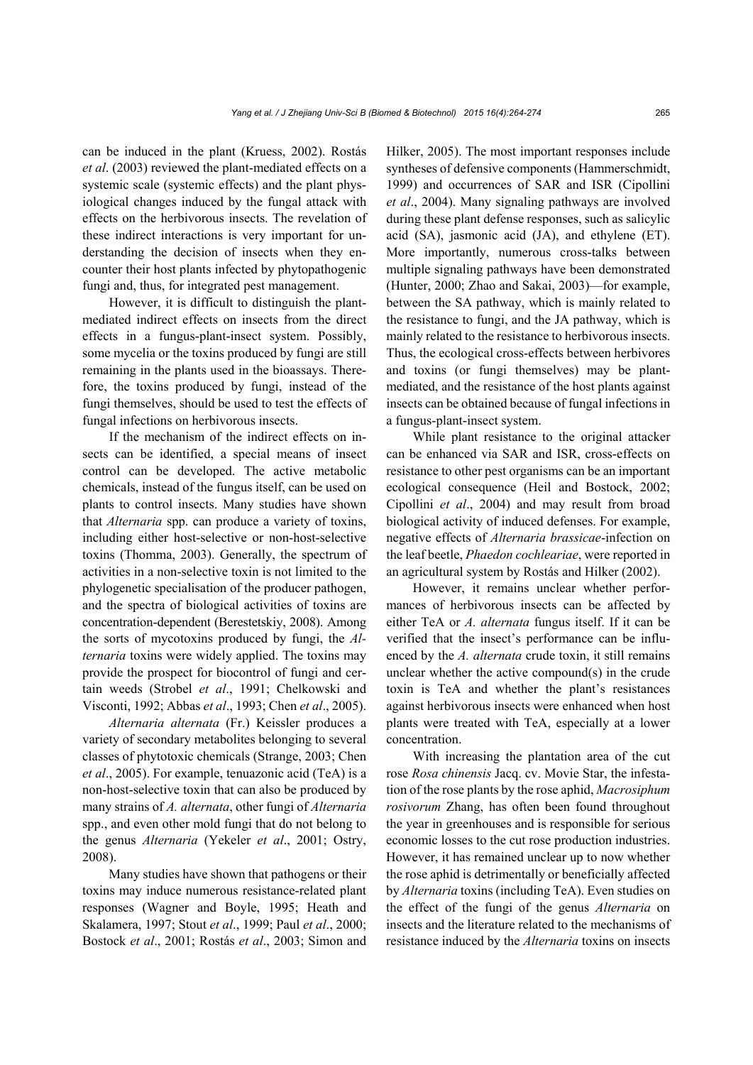can be induced in the plant (Kruess, 2002). Rostás *et al*. (2003) reviewed the plant-mediated effects on a systemic scale (systemic effects) and the plant physiological changes induced by the fungal attack with effects on the herbivorous insects. The revelation of these indirect interactions is very important for understanding the decision of insects when they encounter their host plants infected by phytopathogenic fungi and, thus, for integrated pest management.

However, it is difficult to distinguish the plant-mediated indirect effects on insects from the direct effects in a fungus-plant-insect system. Possibly, some mycelia or the toxins produced by fungi are still remaining in the plants used in the bioassays. Therefore, the toxins produced by fungi, instead of the fungi themselves, should be used to test the effects of fungal infections on herbivorous insects.

If the mechanism of the indirect effects on insects can be identified, a special means of insect control can be developed. The active metabolic chemicals, instead of the fungus itself, can be used on plants to control insects. Many studies have shown that *Alternaria* spp. can produce a variety of toxins, including either host-selective or non-host-selective toxins (Thomma, 2003). Generally, the spectrum of activities in a non-selective toxin is not limited to the phylogenetic specialisation of the producer pathogen, and the spectra of biological activities of toxins are concentration-dependent (Berestetskiy, 2008). Among the sorts of mycotoxins produced by fungi, the *Alternaria* toxins were widely applied. The toxins may provide the prospect for biocontrol of fungi and certain weeds (Strobel *et al*., 1991; Chelkowski and Visconti, 1992; Abbas *et al*., 1993; Chen *et al*., 2005).

*Alternaria alternata* (Fr.) Keissler produces a variety of secondary metabolites belonging to several classes of phytotoxic chemicals (Strange, 2003; Chen *et al*., 2005). For example, tenuazonic acid (TeA) is a non-host-selective toxin that can also be produced by many strains of *A. alternata*, other fungi of *Alternaria* spp., and even other mold fungi that do not belong to the genus *Alternaria* (Yekeler *et al*., 2001; Ostry, 2008).

Many studies have shown that pathogens or their toxins may induce numerous resistance-related plant responses (Wagner and Boyle, 1995; Heath and Skalamera, 1997; Stout *et al*., 1999; Paul *et al*., 2000; Bostock *et al*., 2001; Rostás *et al*., 2003; Simon and Hilker, 2005). The most important responses include syntheses of defensive components (Hammerschmidt, 1999) and occurrences of SAR and ISR (Cipollini *et al*., 2004). Many signaling pathways are involved during these plant defense responses, such as salicylic acid (SA), jasmonic acid (JA), and ethylene (ET). More importantly, numerous cross-talks between multiple signaling pathways have been demonstrated (Hunter, 2000; Zhao and Sakai, 2003)—for example, between the SA pathway, which is mainly related to the resistance to fungi, and the JA pathway, which is mainly related to the resistance to herbivorous insects. Thus, the ecological cross-effects between herbivores and toxins (or fungi themselves) may be plant-mediated, and the resistance of the host plants against insects can be obtained because of fungal infections in a fungus-plant-insect system.

While plant resistance to the original attacker can be enhanced via SAR and ISR, cross-effects on resistance to other pest organisms can be an important ecological consequence (Heil and Bostock, 2002; Cipollini *et al*., 2004) and may result from broad biological activity of induced defenses. For example, negative effects of *Alternaria brassicae*-infection on the leaf beetle, *Phaedon cochleariae*, were reported in an agricultural system by Rostás and Hilker (2002).

However, it remains unclear whether performances of herbivorous insects can be affected by either TeA or *A. alternata* fungus itself. If it can be verified that the insect's performance can be influenced by the *A. alternata* crude toxin, it still remains unclear whether the active compound(s) in the crude toxin is TeA and whether the plant's resistances against herbivorous insects were enhanced when host plants were treated with TeA, especially at a lower concentration.

With increasing the plantation area of the cut rose *Rosa chinensis* Jacq. cv. Movie Star, the infestation of the rose plants by the rose aphid, *Macrosiphum rosivorum* Zhang, has often been found throughout the year in greenhouses and is responsible for serious economic losses to the cut rose production industries. However, it has remained unclear up to now whether the rose aphid is detrimentally or beneficially affected by *Alternaria* toxins (including TeA). Even studies on the effect of the fungi of the genus *Alternaria* on insects and the literature related to the mechanisms of resistance induced by the *Alternaria* toxins on insects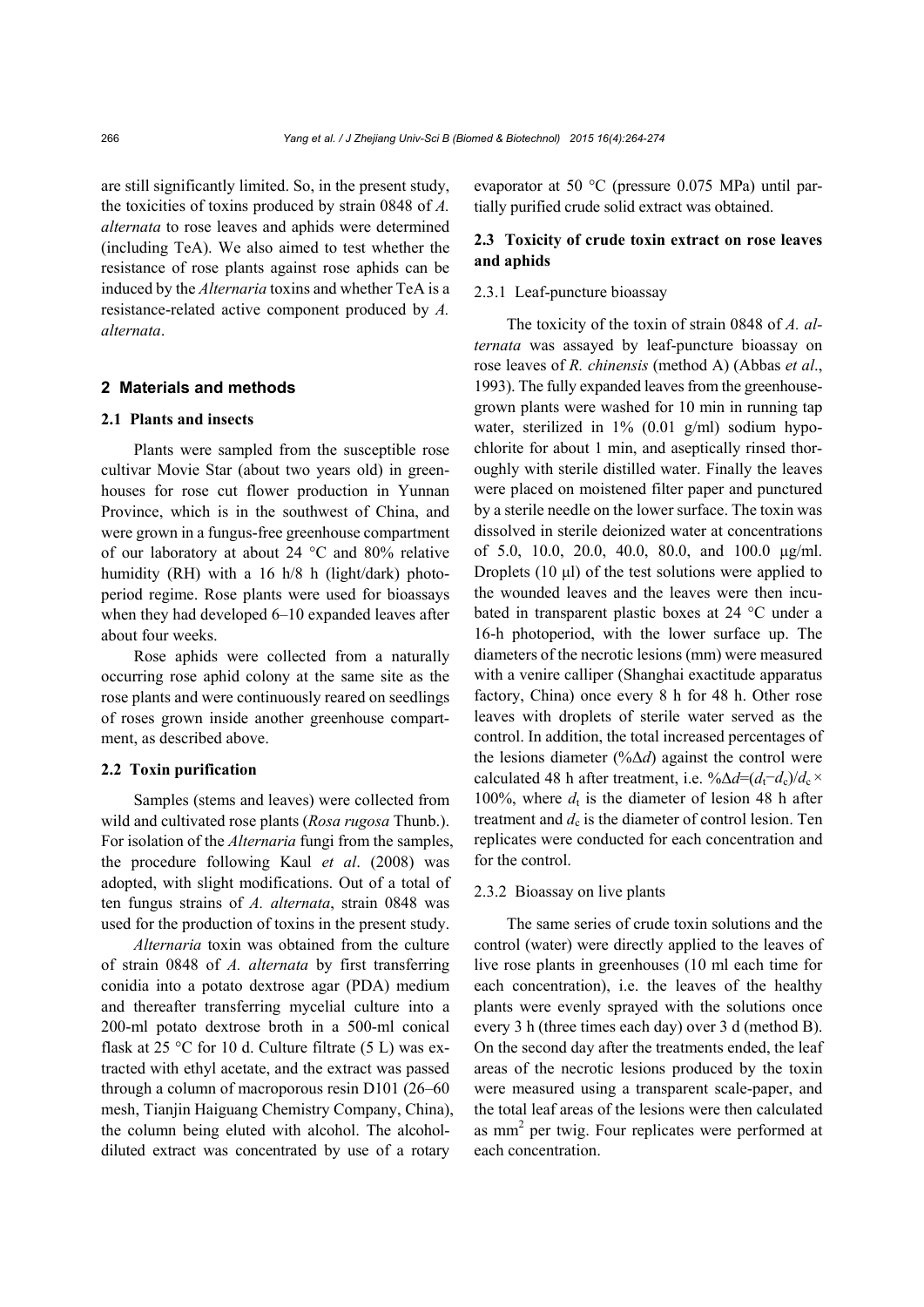are still significantly limited. So, in the present study, the toxicities of toxins produced by strain 0848 of *A. alternata* to rose leaves and aphids were determined (including TeA). We also aimed to test whether the resistance of rose plants against rose aphids can be induced by the *Alternaria* toxins and whether TeA is a resistance-related active component produced by *A. alternata*.

## 2 Materials and methods

### 2.1 Plants and insects

Plants were sampled from the susceptible rose cultivar Movie Star (about two years old) in greenhouses for rose cut flower production in Yunnan Province, which is in the southwest of China, and were grown in a fungus-free greenhouse compartment of our laboratory at about 24 °C and 80% relative humidity (RH) with a 16 h/8 h (light/dark) photoperiod regime. Rose plants were used for bioassays when they had developed 6–10 expanded leaves after about four weeks.

Rose aphids were collected from a naturally occurring rose aphid colony at the same site as the rose plants and were continuously reared on seedlings of roses grown inside another greenhouse compartment, as described above.

### 2.2 Toxin purification

Samples (stems and leaves) were collected from wild and cultivated rose plants (*Rosa rugosa* Thunb.). For isolation of the *Alternaria* fungi from the samples, the procedure following Kaul *et al*. (2008) was adopted, with slight modifications. Out of a total of ten fungus strains of *A. alternata*, strain 0848 was used for the production of toxins in the present study.

*Alternaria* toxin was obtained from the culture of strain 0848 of *A. alternata* by first transferring conidia into a potato dextrose agar (PDA) medium and thereafter transferring mycelial culture into a 200-ml potato dextrose broth in a 500-ml conical flask at 25 °C for 10 d. Culture filtrate (5 L) was extracted with ethyl acetate, and the extract was passed through a column of macroporous resin D101 (26–60 mesh, Tianjin Haiguang Chemistry Company, China), the column being eluted with alcohol. The alcohol-diluted extract was concentrated by use of a rotary evaporator at 50 °C (pressure 0.075 MPa) until partially purified crude solid extract was obtained.

### 2.3 Toxicity of crude toxin extract on rose leaves and aphids

#### 2.3.1 Leaf-puncture bioassay

The toxicity of the toxin of strain 0848 of *A. alternata* was assayed by leaf-puncture bioassay on rose leaves of *R. chinensis* (method A) (Abbas *et al*., 1993). The fully expanded leaves from the greenhouse-grown plants were washed for 10 min in running tap water, sterilized in 1% (0.01 g/ml) sodium hypochlorite for about 1 min, and aseptically rinsed thoroughly with sterile distilled water. Finally the leaves were placed on moistened filter paper and punctured by a sterile needle on the lower surface. The toxin was dissolved in sterile deionized water at concentrations of 5.0, 10.0, 20.0, 40.0, 80.0, and 100.0 μg/ml. Droplets (10 μl) of the test solutions were applied to the wounded leaves and the leaves were then incubated in transparent plastic boxes at 24 °C under a 16-h photoperiod, with the lower surface up. The diameters of the necrotic lesions (mm) were measured with a venire calliper (Shanghai exactitude apparatus factory, China) once every 8 h for 48 h. Other rose leaves with droplets of sterile water served as the control. In addition, the total increased percentages of the lesions diameter ($\%\Delta d$) against the control were calculated 48 h after treatment, i.e. $\%\Delta d=(d_t-d_c)/d_c\times 100\%$, where $d_t$ is the diameter of lesion 48 h after treatment and $d_c$ is the diameter of control lesion. Ten replicates were conducted for each concentration and for the control.

#### 2.3.2 Bioassay on live plants

The same series of crude toxin solutions and the control (water) were directly applied to the leaves of live rose plants in greenhouses (10 ml each time for each concentration), i.e. the leaves of the healthy plants were evenly sprayed with the solutions once every 3 h (three times each day) over 3 d (method B). On the second day after the treatments ended, the leaf areas of the necrotic lesions produced by the toxin were measured using a transparent scale-paper, and the total leaf areas of the lesions were then calculated as $mm^2$ per twig. Four replicates were performed at each concentration.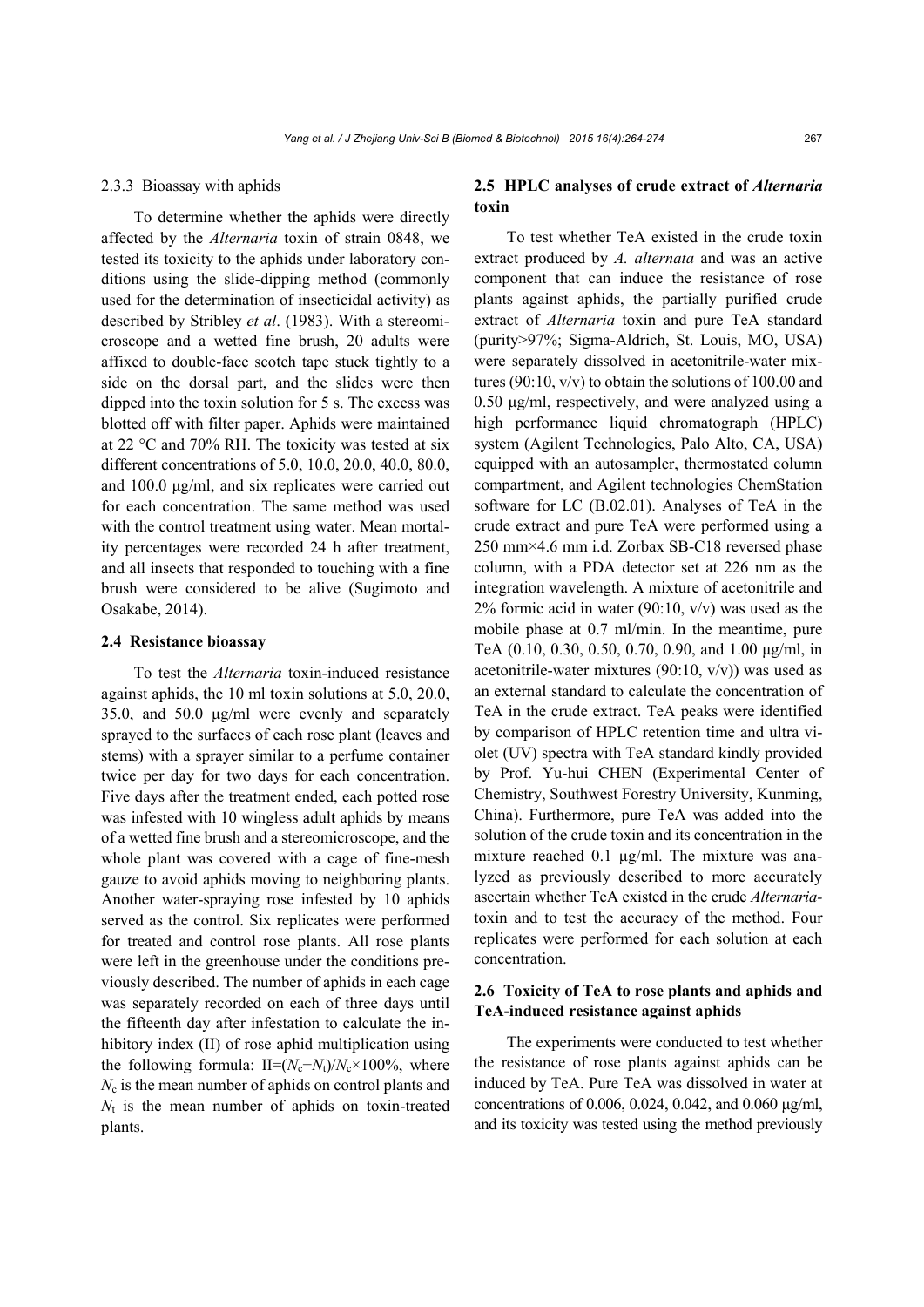#### 2.3.3 Bioassay with aphids

To determine whether the aphids were directly affected by the *Alternaria* toxin of strain 0848, we tested its toxicity to the aphids under laboratory conditions using the slide-dipping method (commonly used for the determination of insecticidal activity) as described by Stribley *et al*. (1983). With a stereomicroscope and a wetted fine brush, 20 adults were affixed to double-face scotch tape stuck tightly to a side on the dorsal part, and the slides were then dipped into the toxin solution for 5 s. The excess was blotted off with filter paper. Aphids were maintained at 22 °C and 70% RH. The toxicity was tested at six different concentrations of 5.0, 10.0, 20.0, 40.0, 80.0, and 100.0 μg/ml, and six replicates were carried out for each concentration. The same method was used with the control treatment using water. Mean mortality percentages were recorded 24 h after treatment, and all insects that responded to touching with a fine brush were considered to be alive (Sugimoto and Osakabe, 2014).

### 2.4 Resistance bioassay

To test the *Alternaria* toxin-induced resistance against aphids, the 10 ml toxin solutions at 5.0, 20.0, 35.0, and 50.0 μg/ml were evenly and separately sprayed to the surfaces of each rose plant (leaves and stems) with a sprayer similar to a perfume container twice per day for two days for each concentration. Five days after the treatment ended, each potted rose was infested with 10 wingless adult aphids by means of a wetted fine brush and a stereomicroscope, and the whole plant was covered with a cage of fine-mesh gauze to avoid aphids moving to neighboring plants. Another water-spraying rose infested by 10 aphids served as the control. Six replicates were performed for treated and control rose plants. All rose plants were left in the greenhouse under the conditions previously described. The number of aphids in each cage was separately recorded on each of three days until the fifteenth day after infestation to calculate the inhibitory index (II) of rose aphid multiplication using the following formula: $II=(N_c-N_t)/N_c\times100\%$, where $N_c$ is the mean number of aphids on control plants and $N_t$ is the mean number of aphids on toxin-treated plants.

### 2.5 HPLC analyses of crude extract of *Alternaria* toxin

To test whether TeA existed in the crude toxin extract produced by *A. alternata* and was an active component that can induce the resistance of rose plants against aphids, the partially purified crude extract of *Alternaria* toxin and pure TeA standard (purity>97%; Sigma-Aldrich, St. Louis, MO, USA) were separately dissolved in acetonitrile-water mixtures (90:10, v/v) to obtain the solutions of 100.00 and 0.50 μg/ml, respectively, and were analyzed using a high performance liquid chromatograph (HPLC) system (Agilent Technologies, Palo Alto, CA, USA) equipped with an autosampler, thermostated column compartment, and Agilent technologies ChemStation software for LC (B.02.01). Analyses of TeA in the crude extract and pure TeA were performed using a 250 mm×4.6 mm i.d. Zorbax SB-C18 reversed phase column, with a PDA detector set at 226 nm as the integration wavelength. A mixture of acetonitrile and 2% formic acid in water (90:10, v/v) was used as the mobile phase at 0.7 ml/min. In the meantime, pure TeA (0.10, 0.30, 0.50, 0.70, 0.90, and 1.00 μg/ml, in acetonitrile-water mixtures (90:10, v/v)) was used as an external standard to calculate the concentration of TeA in the crude extract. TeA peaks were identified by comparison of HPLC retention time and ultra violet (UV) spectra with TeA standard kindly provided by Prof. Yu-hui CHEN (Experimental Center of Chemistry, Southwest Forestry University, Kunming, China). Furthermore, pure TeA was added into the solution of the crude toxin and its concentration in the mixture reached 0.1 μg/ml. The mixture was analyzed as previously described to more accurately ascertain whether TeA existed in the crude *Alternaria*-toxin and to test the accuracy of the method. Four replicates were performed for each solution at each concentration.

### 2.6 Toxicity of TeA to rose plants and aphids and TeA-induced resistance against aphids

The experiments were conducted to test whether the resistance of rose plants against aphids can be induced by TeA. Pure TeA was dissolved in water at concentrations of 0.006, 0.024, 0.042, and 0.060 μg/ml, and its toxicity was tested using the method previously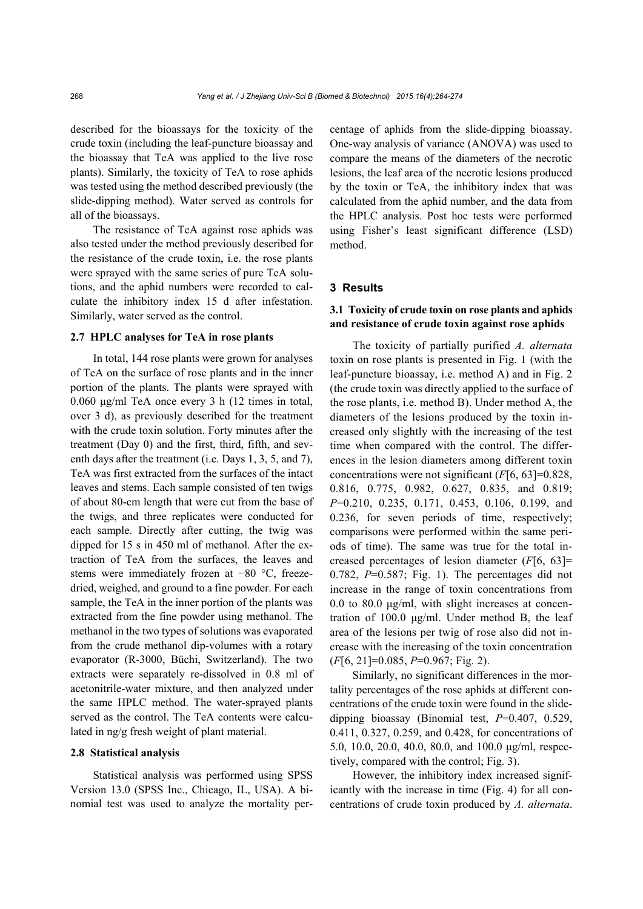described for the bioassays for the toxicity of the crude toxin (including the leaf-puncture bioassay and the bioassay that TeA was applied to the live rose plants). Similarly, the toxicity of TeA to rose aphids was tested using the method described previously (the slide-dipping method). Water served as controls for all of the bioassays.

The resistance of TeA against rose aphids was also tested under the method previously described for the resistance of the crude toxin, i.e. the rose plants were sprayed with the same series of pure TeA solutions, and the aphid numbers were recorded to calculate the inhibitory index 15 d after infestation. Similarly, water served as the control.

### 2.7 HPLC analyses for TeA in rose plants

In total, 144 rose plants were grown for analyses of TeA on the surface of rose plants and in the inner portion of the plants. The plants were sprayed with 0.060 μg/ml TeA once every 3 h (12 times in total, over 3 d), as previously described for the treatment with the crude toxin solution. Forty minutes after the treatment (Day 0) and the first, third, fifth, and seventh days after the treatment (i.e. Days 1, 3, 5, and 7), TeA was first extracted from the surfaces of the intact leaves and stems. Each sample consisted of ten twigs of about 80-cm length that were cut from the base of the twigs, and three replicates were conducted for each sample. Directly after cutting, the twig was dipped for 15 s in 450 ml of methanol. After the extraction of TeA from the surfaces, the leaves and stems were immediately frozen at −80 °C, freeze-dried, weighed, and ground to a fine powder. For each sample, the TeA in the inner portion of the plants was extracted from the fine powder using methanol. The methanol in the two types of solutions was evaporated from the crude methanol dip-volumes with a rotary evaporator (R-3000, Büchi, Switzerland). The two extracts were separately re-dissolved in 0.8 ml of acetonitrile-water mixture, and then analyzed under the same HPLC method. The water-sprayed plants served as the control. The TeA contents were calculated in ng/g fresh weight of plant material.

### 2.8 Statistical analysis

Statistical analysis was performed using SPSS Version 13.0 (SPSS Inc., Chicago, IL, USA). A binomial test was used to analyze the mortality percentage of aphids from the slide-dipping bioassay. One-way analysis of variance (ANOVA) was used to compare the means of the diameters of the necrotic lesions, the leaf area of the necrotic lesions produced by the toxin or TeA, the inhibitory index that was calculated from the aphid number, and the data from the HPLC analysis. Post hoc tests were performed using Fisher's least significant difference (LSD) method.

## 3 Results

### 3.1 Toxicity of crude toxin on rose plants and aphids and resistance of crude toxin against rose aphids

The toxicity of partially purified *A. alternata* toxin on rose plants is presented in Fig. 1 (with the leaf-puncture bioassay, i.e. method A) and in Fig. 2 (the crude toxin was directly applied to the surface of the rose plants, i.e. method B). Under method A, the diameters of the lesions produced by the toxin increased only slightly with the increasing of the test time when compared with the control. The differences in the lesion diameters among different toxin concentrations were not significant ($F[6, 63]$=0.828, 0.816, 0.775, 0.982, 0.627, 0.835, and 0.819; $P$=0.210, 0.235, 0.171, 0.453, 0.106, 0.199, and 0.236, for seven periods of time, respectively; comparisons were performed within the same periods of time). The same was true for the total increased percentages of lesion diameter ($F[6, 63]$= 0.782, $P$=0.587; Fig. 1). The percentages did not increase in the range of toxin concentrations from 0.0 to 80.0 μg/ml, with slight increases at concentration of 100.0 μg/ml. Under method B, the leaf area of the lesions per twig of rose also did not increase with the increasing of the toxin concentration ($F[6, 21]$=0.085, $P$=0.967; Fig. 2).

Similarly, no significant differences in the mortality percentages of the rose aphids at different concentrations of the crude toxin were found in the slide-dipping bioassay (Binomial test, $P$=0.407, 0.529, 0.411, 0.327, 0.259, and 0.428, for concentrations of 5.0, 10.0, 20.0, 40.0, 80.0, and 100.0 μg/ml, respectively, compared with the control; Fig. 3).

However, the inhibitory index increased significantly with the increase in time (Fig. 4) for all concentrations of crude toxin produced by *A. alternata*.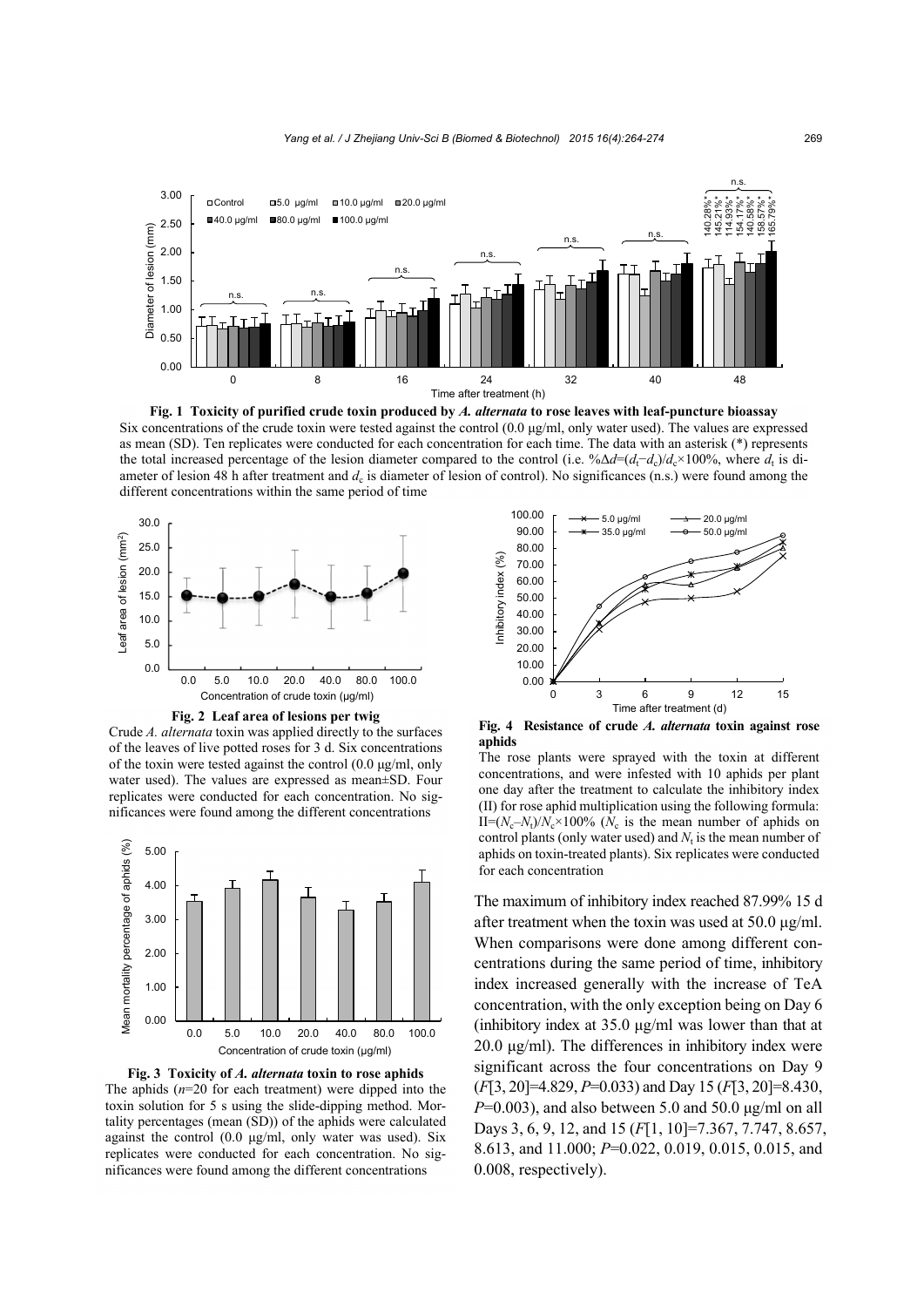**Fig. 1 Toxicity of purified crude toxin produced by *A. alternata* to rose leaves with leaf-puncture bioassay**

Six concentrations of the crude toxin were tested against the control (0.0 μg/ml, only water used). The values are expressed as mean (SD). Ten replicates were conducted for each concentration for each time. The data with an asterisk (*) represents the total increased percentage of the lesion diameter compared to the control (i.e. $\%\Delta d=(d_t-d_c)/d_c\times100\%$, where $d_t$ is diameter of lesion 48 h after treatment and $d_c$ is diameter of lesion of control). No significances (n.s.) were found among the different concentrations within the same period of time

**Fig. 2 Leaf area of lesions per twig**

Crude *A. alternata* toxin was applied directly to the surfaces of the leaves of live potted roses for 3 d. Six concentrations of the toxin were tested against the control (0.0 μg/ml, only water used). The values are expressed as mean±SD. Four replicates were conducted for each concentration. No significances were found among the different concentrations

**Fig. 3 Toxicity of *A. alternata* toxin to rose aphids**

The aphids ($n$=20 for each treatment) were dipped into the toxin solution for 5 s using the slide-dipping method. Mortality percentages (mean (SD)) of the aphids were calculated against the control (0.0 μg/ml, only water was used). Six replicates were conducted for each concentration. No significances were found among the different concentrations

**Fig. 4 Resistance of crude *A. alternata* toxin against rose aphids**

The rose plants were sprayed with the toxin at different concentrations, and were infested with 10 aphids per plant one day after the treatment to calculate the inhibitory index (II) for rose aphid multiplication using the following formula: $II=(N_c-N_t)/N_c\times100\%$ ($N_c$ is the mean number of aphids on control plants (only water used) and $N_t$ is the mean number of aphids on toxin-treated plants). Six replicates were conducted for each concentration

The maximum of inhibitory index reached 87.99% 15 d after treatment when the toxin was used at 50.0 μg/ml. When comparisons were done among different concentrations during the same period of time, inhibitory index increased generally with the increase of TeA concentration, with the only exception being on Day 6 (inhibitory index at 35.0 μg/ml was lower than that at 20.0 μg/ml). The differences in inhibitory index were significant across the four concentrations on Day 9 ($F$[3, 20]=4.829, $P$=0.033) and Day 15 ($F$[3, 20]=8.430, $P$=0.003), and also between 5.0 and 50.0 μg/ml on all Days 3, 6, 9, 12, and 15 ($F$[1, 10]=7.367, 7.747, 8.657, 8.613, and 11.000; $P$=0.022, 0.019, 0.015, 0.015, and 0.008, respectively).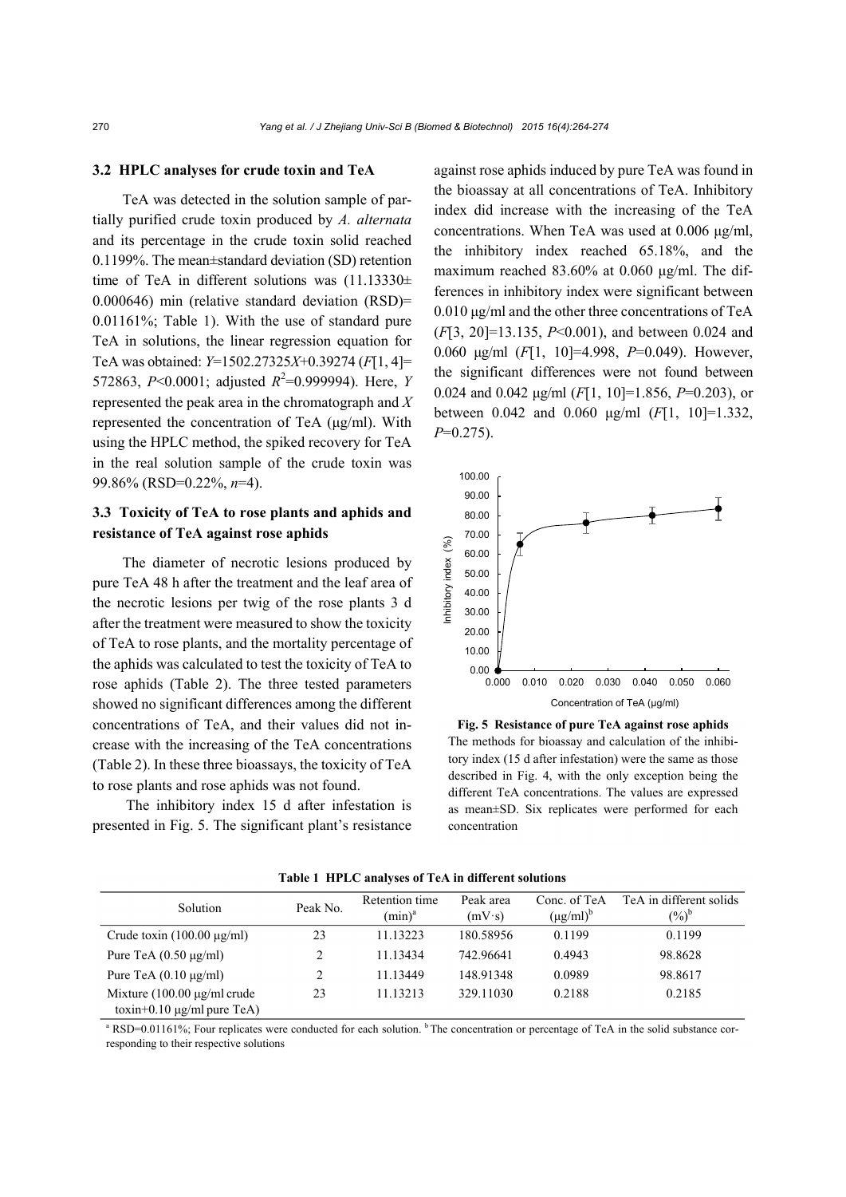### 3.2 HPLC analyses for crude toxin and TeA

TeA was detected in the solution sample of partially purified crude toxin produced by *A. alternata* and its percentage in the crude toxin solid reached 0.1199%. The mean±standard deviation (SD) retention time of TeA in different solutions was (11.13330±0.000646) min (relative standard deviation (RSD)= 0.01161%; Table 1). With the use of standard pure TeA in solutions, the linear regression equation for TeA was obtained: $Y$=1502.27325$X$+0.39274 ($F$[1, 4]= 572863, $P$<0.0001; adjusted $R^2$=0.999994). Here, $Y$ represented the peak area in the chromatograph and $X$ represented the concentration of TeA (μg/ml). With using the HPLC method, the spiked recovery for TeA in the real solution sample of the crude toxin was 99.86% (RSD=0.22%, $n$=4).

### 3.3 Toxicity of TeA to rose plants and aphids and resistance of TeA against rose aphids

The diameter of necrotic lesions produced by pure TeA 48 h after the treatment and the leaf area of the necrotic lesions per twig of the rose plants 3 d after the treatment were measured to show the toxicity of TeA to rose plants, and the mortality percentage of the aphids was calculated to test the toxicity of TeA to rose aphids (Table 2). The three tested parameters showed no significant differences among the different concentrations of TeA, and their values did not increase with the increasing of the TeA concentrations (Table 2). In these three bioassays, the toxicity of TeA to rose plants and rose aphids was not found.

The inhibitory index 15 d after infestation is presented in Fig. 5. The significant plant's resistance against rose aphids induced by pure TeA was found in the bioassay at all concentrations of TeA. Inhibitory index did increase with the increasing of the TeA concentrations. When TeA was used at 0.006 μg/ml, the inhibitory index reached 65.18%, and the maximum reached 83.60% at 0.060 μg/ml. The differences in inhibitory index were significant between 0.010 μg/ml and the other three concentrations of TeA ($F$[3, 20]=13.135, $P$<0.001), and between 0.024 and 0.060 μg/ml ($F$[1, 10]=4.998, $P$=0.049). However, the significant differences were not found between 0.024 and 0.042 μg/ml ($F$[1, 10]=1.856, $P$=0.203), or between 0.042 and 0.060 μg/ml ($F$[1, 10]=1.332, $P$=0.275).

**Fig. 5 Resistance of pure TeA against rose aphids**
The methods for bioassay and calculation of the inhibitory index (15 d after infestation) were the same as those described in Fig. 4, with the only exception being the different TeA concentrations. The values are expressed as mean±SD. Six replicates were performed for each concentration

**Table 1 HPLC analyses of TeA in different solutions**

| Solution | Peak No. | Retention time (min)[a] | Peak area (mV·s) | Conc. of TeA (μg/ml)[b] | TeA in different solids (%)[b] |
|---|---|---|---|---|---|
| Crude toxin (100.00 μg/ml) | 23 | 11.13223 | 180.58956 | 0.1199 | 0.1199 |
| Pure TeA (0.50 μg/ml) | 2 | 11.13434 | 742.96641 | 0.4943 | 98.8628 |
| Pure TeA (0.10 μg/ml) | 2 | 11.13449 | 148.91348 | 0.0989 | 98.8617 |
| Mixture (100.00 μg/ml crude toxin+0.10 μg/ml pure TeA) | 23 | 11.13213 | 329.11030 | 0.2188 | 0.2185 |

[a] RSD=0.01161%; Four replicates were conducted for each solution. [b] The concentration or percentage of TeA in the solid substance corresponding to their respective solutions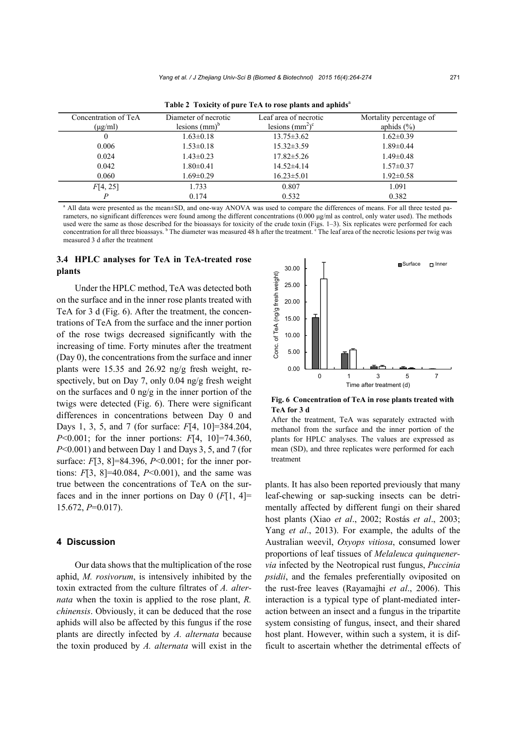**Table 2 Toxicity of pure TeA to rose plants and aphids**[a]

| Concentration of TeA (μg/ml) | Diameter of necrotic lesions (mm)[b] | Leaf area of necrotic lesions ($mm^2$)[c] | Mortality percentage of aphids (%) |
|---|---|---|---|
| 0 | 1.63±0.18 | 13.75±3.62 | 1.62±0.39 |
| 0.006 | 1.53±0.18 | 15.32±3.59 | 1.89±0.44 |
| 0.024 | 1.43±0.23 | 17.82±5.26 | 1.49±0.48 |
| 0.042 | 1.80±0.41 | 14.52±4.14 | 1.57±0.37 |
| 0.060 | 1.69±0.29 | 16.23±5.01 | 1.92±0.58 |
| $F[4, 25]$ | 1.733 | 0.807 | 1.091 |
| $P$ | 0.174 | 0.532 | 0.382 |

[a] All data were presented as the mean±SD, and one-way ANOVA was used to compare the differences of means. For all three tested parameters, no significant differences were found among the different concentrations (0.000 μg/ml as control, only water used). The methods used were the same as those described for the bioassays for toxicity of the crude toxin (Figs. 1–3). Six replicates were performed for each concentration for all three bioassays. [b] The diameter was measured 48 h after the treatment. [c] The leaf area of the necrotic lesions per twig was measured 3 d after the treatment

### 3.4 HPLC analyses for TeA in TeA-treated rose plants

Under the HPLC method, TeA was detected both on the surface and in the inner rose plants treated with TeA for 3 d (Fig. 6). After the treatment, the concentrations of TeA from the surface and the inner portion of the rose twigs decreased significantly with the increasing of time. Forty minutes after the treatment (Day 0), the concentrations from the surface and inner plants were 15.35 and 26.92 ng/g fresh weight, respectively, but on Day 7, only 0.04 ng/g fresh weight on the surfaces and 0 ng/g in the inner portion of the twigs were detected (Fig. 6). There were significant differences in concentrations between Day 0 and Days 1, 3, 5, and 7 (for surface: $F[4, 10]=384.204$, $P<0.001$; for the inner portions: $F[4, 10]=74.360$, $P<0.001$) and between Day 1 and Days 3, 5, and 7 (for surface: $F[3, 8]=84.396$, $P<0.001$; for the inner portions: $F[3, 8]=40.084$, $P<0.001$), and the same was true between the concentrations of TeA on the surfaces and in the inner portions on Day 0 ($F[1, 4]=15.672$, $P=0.017$).

**Fig. 6 Concentration of TeA in rose plants treated with TeA for 3 d**

After the treatment, TeA was separately extracted with methanol from the surface and the inner portion of the plants for HPLC analyses. The values are expressed as mean (SD), and three replicates were performed for each treatment

## 4 Discussion

Our data shows that the multiplication of the rose aphid, *M. rosivorum*, is intensively inhibited by the toxin extracted from the culture filtrates of *A. alternata* when the toxin is applied to the rose plant, *R. chinensis*. Obviously, it can be deduced that the rose aphids will also be affected by this fungus if the rose plants are directly infected by *A. alternata* because the toxin produced by *A. alternata* will exist in the plants. It has also been reported previously that many leaf-chewing or sap-sucking insects can be detrimentally affected by different fungi on their shared host plants (Xiao *et al*., 2002; Rostás *et al*., 2003; Yang *et al*., 2013). For example, the adults of the Australian weevil, *Oxyops vitiosa*, consumed lower proportions of leaf tissues of *Melaleuca quinquenervia* infected by the Neotropical rust fungus, *Puccinia psidii*, and the females preferentially oviposited on the rust-free leaves (Rayamajhi *et al*., 2006). This interaction is a typical type of plant-mediated interaction between an insect and a fungus in the tripartite system consisting of fungus, insect, and their shared host plant. However, within such a system, it is difficult to ascertain whether the detrimental effects of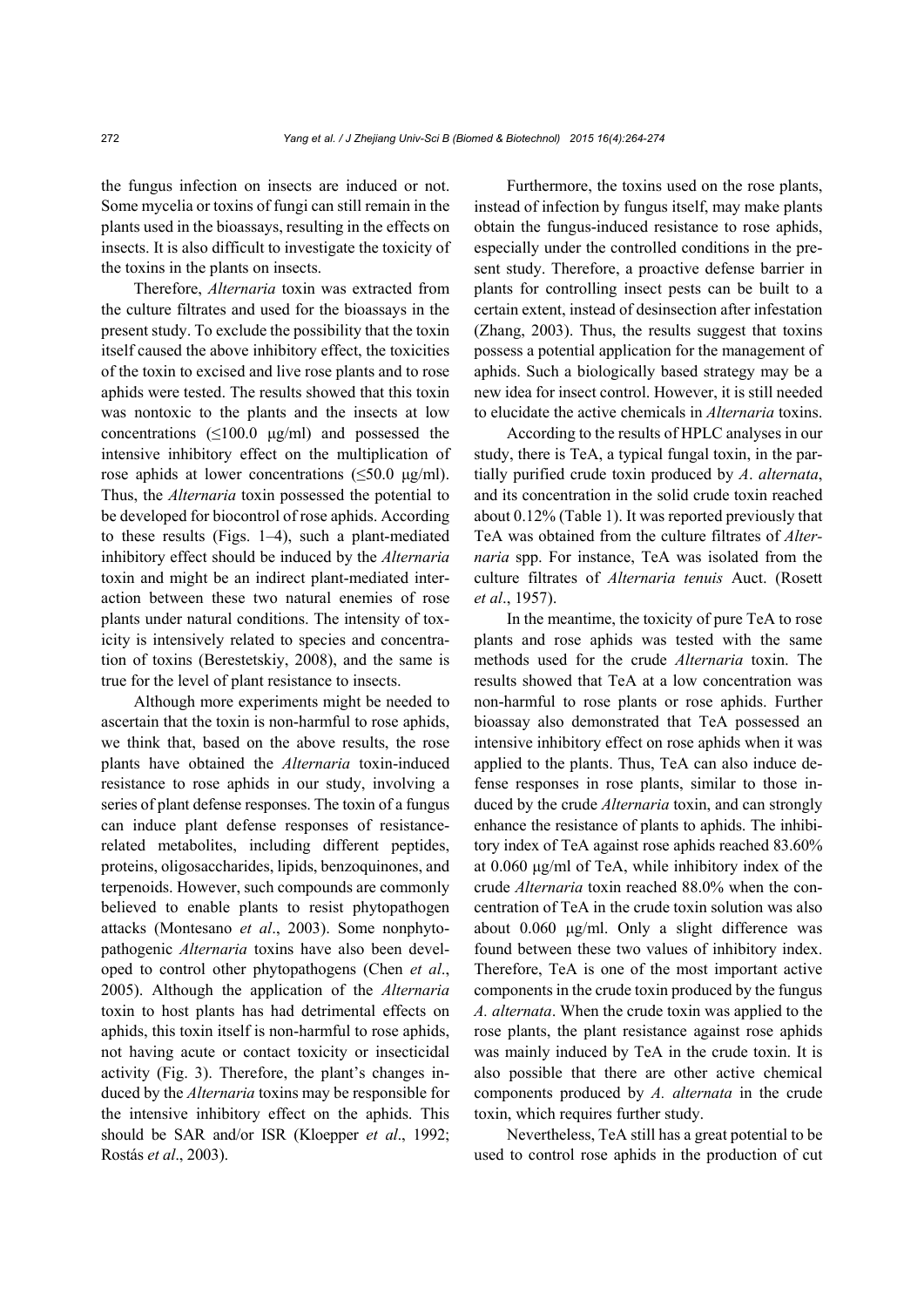the fungus infection on insects are induced or not. Some mycelia or toxins of fungi can still remain in the plants used in the bioassays, resulting in the effects on insects. It is also difficult to investigate the toxicity of the toxins in the plants on insects.

Therefore, *Alternaria* toxin was extracted from the culture filtrates and used for the bioassays in the present study. To exclude the possibility that the toxin itself caused the above inhibitory effect, the toxicities of the toxin to excised and live rose plants and to rose aphids were tested. The results showed that this toxin was nontoxic to the plants and the insects at low concentrations (≤100.0 μg/ml) and possessed the intensive inhibitory effect on the multiplication of rose aphids at lower concentrations (≤50.0 μg/ml). Thus, the *Alternaria* toxin possessed the potential to be developed for biocontrol of rose aphids. According to these results (Figs. 1–4), such a plant-mediated inhibitory effect should be induced by the *Alternaria* toxin and might be an indirect plant-mediated interaction between these two natural enemies of rose plants under natural conditions. The intensity of toxicity is intensively related to species and concentration of toxins (Berestetskiy, 2008), and the same is true for the level of plant resistance to insects.

Although more experiments might be needed to ascertain that the toxin is non-harmful to rose aphids, we think that, based on the above results, the rose plants have obtained the *Alternaria* toxin-induced resistance to rose aphids in our study, involving a series of plant defense responses. The toxin of a fungus can induce plant defense responses of resistance-related metabolites, including different peptides, proteins, oligosaccharides, lipids, benzoquinones, and terpenoids. However, such compounds are commonly believed to enable plants to resist phytopathogen attacks (Montesano *et al*., 2003). Some nonphytopathogenic *Alternaria* toxins have also been developed to control other phytopathogens (Chen *et al*., 2005). Although the application of the *Alternaria* toxin to host plants has had detrimental effects on aphids, this toxin itself is non-harmful to rose aphids, not having acute or contact toxicity or insecticidal activity (Fig. 3). Therefore, the plant's changes induced by the *Alternaria* toxins may be responsible for the intensive inhibitory effect on the aphids. This should be SAR and/or ISR (Kloepper *et al*., 1992; Rostás *et al*., 2003).

Furthermore, the toxins used on the rose plants, instead of infection by fungus itself, may make plants obtain the fungus-induced resistance to rose aphids, especially under the controlled conditions in the present study. Therefore, a proactive defense barrier in plants for controlling insect pests can be built to a certain extent, instead of desinsection after infestation (Zhang, 2003). Thus, the results suggest that toxins possess a potential application for the management of aphids. Such a biologically based strategy may be a new idea for insect control. However, it is still needed to elucidate the active chemicals in *Alternaria* toxins.

According to the results of HPLC analyses in our study, there is TeA, a typical fungal toxin, in the partially purified crude toxin produced by *A*. *alternata*, and its concentration in the solid crude toxin reached about 0.12% (Table 1). It was reported previously that TeA was obtained from the culture filtrates of *Alternaria* spp. For instance, TeA was isolated from the culture filtrates of *Alternaria tenuis* Auct. (Rosett *et al*., 1957).

In the meantime, the toxicity of pure TeA to rose plants and rose aphids was tested with the same methods used for the crude *Alternaria* toxin. The results showed that TeA at a low concentration was non-harmful to rose plants or rose aphids. Further bioassay also demonstrated that TeA possessed an intensive inhibitory effect on rose aphids when it was applied to the plants. Thus, TeA can also induce defense responses in rose plants, similar to those induced by the crude *Alternaria* toxin, and can strongly enhance the resistance of plants to aphids. The inhibitory index of TeA against rose aphids reached 83.60% at 0.060 μg/ml of TeA, while inhibitory index of the crude *Alternaria* toxin reached 88.0% when the concentration of TeA in the crude toxin solution was also about 0.060 μg/ml. Only a slight difference was found between these two values of inhibitory index. Therefore, TeA is one of the most important active components in the crude toxin produced by the fungus *A. alternata*. When the crude toxin was applied to the rose plants, the plant resistance against rose aphids was mainly induced by TeA in the crude toxin. It is also possible that there are other active chemical components produced by *A. alternata* in the crude toxin, which requires further study.

Nevertheless, TeA still has a great potential to be used to control rose aphids in the production of cut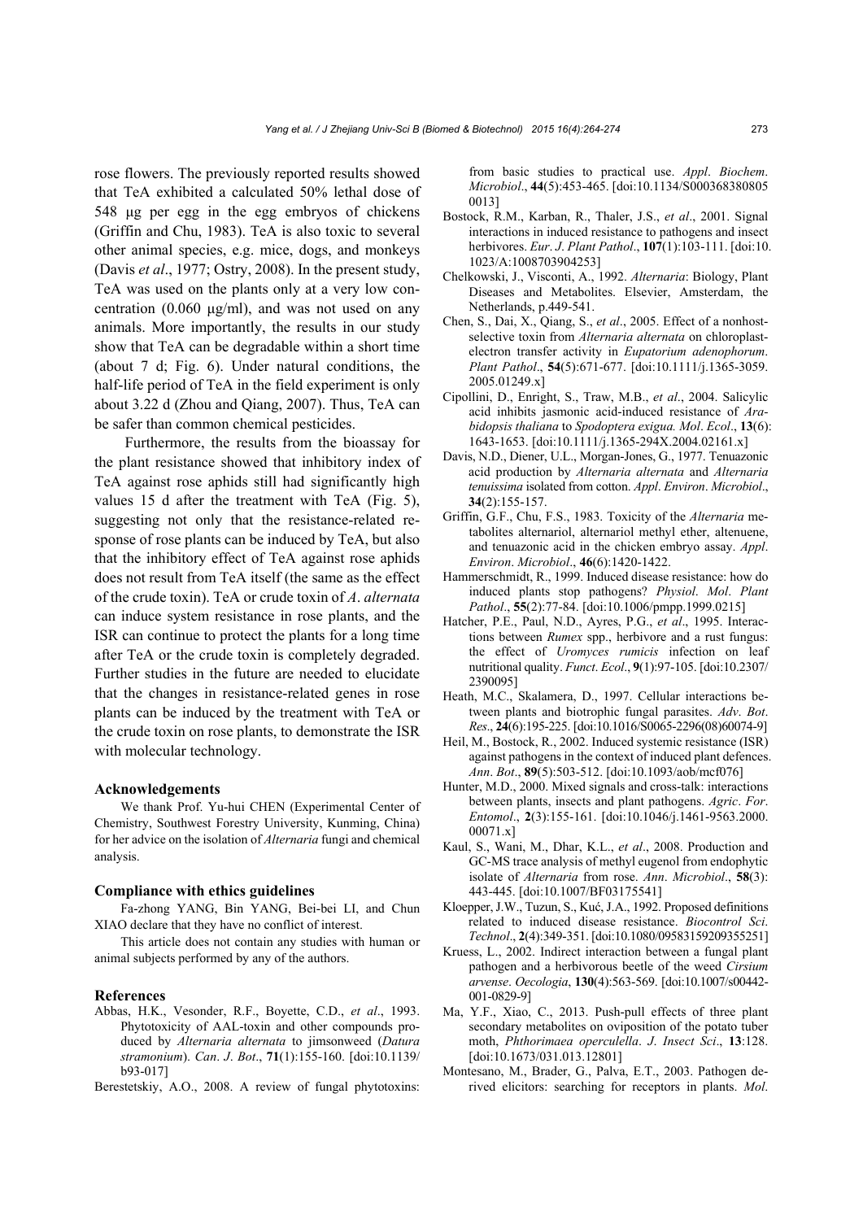rose flowers. The previously reported results showed that TeA exhibited a calculated 50% lethal dose of 548 μg per egg in the egg embryos of chickens (Griffin and Chu, 1983). TeA is also toxic to several other animal species, e.g. mice, dogs, and monkeys (Davis *et al*., 1977; Ostry, 2008). In the present study, TeA was used on the plants only at a very low concentration (0.060 μg/ml), and was not used on any animals. More importantly, the results in our study show that TeA can be degradable within a short time (about 7 d; Fig. 6). Under natural conditions, the half-life period of TeA in the field experiment is only about 3.22 d (Zhou and Qiang, 2007). Thus, TeA can be safer than common chemical pesticides.

Furthermore, the results from the bioassay for the plant resistance showed that inhibitory index of TeA against rose aphids still had significantly high values 15 d after the treatment with TeA (Fig. 5), suggesting not only that the resistance-related response of rose plants can be induced by TeA, but also that the inhibitory effect of TeA against rose aphids does not result from TeA itself (the same as the effect of the crude toxin). TeA or crude toxin of *A*. *alternata* can induce system resistance in rose plants, and the ISR can continue to protect the plants for a long time after TeA or the crude toxin is completely degraded. Further studies in the future are needed to elucidate that the changes in resistance-related genes in rose plants can be induced by the treatment with TeA or the crude toxin on rose plants, to demonstrate the ISR with molecular technology.

#### Acknowledgements

We thank Prof. Yu-hui CHEN (Experimental Center of Chemistry, Southwest Forestry University, Kunming, China) for her advice on the isolation of *Alternaria* fungi and chemical analysis.

#### Compliance with ethics guidelines

Fa-zhong YANG, Bin YANG, Bei-bei LI, and Chun XIAO declare that they have no conflict of interest.

This article does not contain any studies with human or animal subjects performed by any of the authors.

#### References

Abbas, H.K., Vesonder, R.F., Boyette, C.D., *et al*., 1993. Phytotoxicity of AAL-toxin and other compounds produced by *Alternaria alternata* to jimsonweed (*Datura stramonium*). *Can*. *J*. *Bot*., **71**(1):155-160. [doi:10.1139/b93-017]

Berestetskiy, A.O., 2008. A review of fungal phytotoxins: from basic studies to practical use. *Appl*. *Biochem*. *Microbiol*., **44**(5):453-465. [doi:10.1134/S0003683808050013]

Bostock, R.M., Karban, R., Thaler, J.S., *et al*., 2001. Signal interactions in induced resistance to pathogens and insect herbivores. *Eur*. *J*. *Plant Pathol*., **107**(1):103-111. [doi:10.1023/A:1008703904253]

Chelkowski, J., Visconti, A., 1992. *Alternaria*: Biology, Plant Diseases and Metabolites. Elsevier, Amsterdam, the Netherlands, p.449-541.

Chen, S., Dai, X., Qiang, S., *et al*., 2005. Effect of a nonhost-selective toxin from *Alternaria alternata* on chloroplast-electron transfer activity in *Eupatorium adenophorum*. *Plant Pathol*., **54**(5):671-677. [doi:10.1111/j.1365-3059.2005.01249.x]

Cipollini, D., Enright, S., Traw, M.B., *et al*., 2004. Salicylic acid inhibits jasmonic acid-induced resistance of *Arabidopsis thaliana* to *Spodoptera exigua. Mol*. *Ecol*., **13**(6):1643-1653. [doi:10.1111/j.1365-294X.2004.02161.x]

Davis, N.D., Diener, U.L., Morgan-Jones, G., 1977. Tenuazonic acid production by *Alternaria alternata* and *Alternaria tenuissima* isolated from cotton. *Appl*. *Environ*. *Microbiol*., **34**(2):155-157.

Griffin, G.F., Chu, F.S., 1983. Toxicity of the *Alternaria* metabolites alternariol, alternariol methyl ether, altenuene, and tenuazonic acid in the chicken embryo assay. *Appl*. *Environ*. *Microbiol*., **46**(6):1420-1422.

Hammerschmidt, R., 1999. Induced disease resistance: how do induced plants stop pathogens? *Physiol*. *Mol*. *Plant Pathol*., **55**(2):77-84. [doi:10.1006/pmpp.1999.0215]

Hatcher, P.E., Paul, N.D., Ayres, P.G., *et al*., 1995. Interactions between *Rumex* spp., herbivore and a rust fungus: the effect of *Uromyces rumicis* infection on leaf nutritional quality. *Funct*. *Ecol*., **9**(1):97-105. [doi:10.2307/2390095]

Heath, M.C., Skalamera, D., 1997. Cellular interactions between plants and biotrophic fungal parasites. *Adv*. *Bot*. *Res*., **24**(6):195-225. [doi:10.1016/S0065-2296(08)60074-9]

Heil, M., Bostock, R., 2002. Induced systemic resistance (ISR) against pathogens in the context of induced plant defences. *Ann*. *Bot*., **89**(5):503-512. [doi:10.1093/aob/mcf076]

Hunter, M.D., 2000. Mixed signals and cross-talk: interactions between plants, insects and plant pathogens. *Agric*. *For*. *Entomol*., **2**(3):155-161. [doi:10.1046/j.1461-9563.2000.00071.x]

Kaul, S., Wani, M., Dhar, K.L., *et al*., 2008. Production and GC-MS trace analysis of methyl eugenol from endophytic isolate of *Alternaria* from rose. *Ann*. *Microbiol*., **58**(3):443-445. [doi:10.1007/BF03175541]

Kloepper, J.W., Tuzun, S., Kuć, J.A., 1992. Proposed definitions related to induced disease resistance. *Biocontrol Sci*. *Technol*., **2**(4):349-351. [doi:10.1080/09583159209355251]

Kruess, L., 2002. Indirect interaction between a fungal plant pathogen and a herbivorous beetle of the weed *Cirsium arvense*. *Oecologia*, **130**(4):563-569. [doi:10.1007/s00442-001-0829-9]

Ma, Y.F., Xiao, C., 2013. Push-pull effects of three plant secondary metabolites on oviposition of the potato tuber moth, *Phthorimaea operculella*. *J*. *Insect Sci*., **13**:128. [doi:10.1673/031.013.12801]

Montesano, M., Brader, G., Palva, E.T., 2003. Pathogen derived elicitors: searching for receptors in plants. *Mol*.